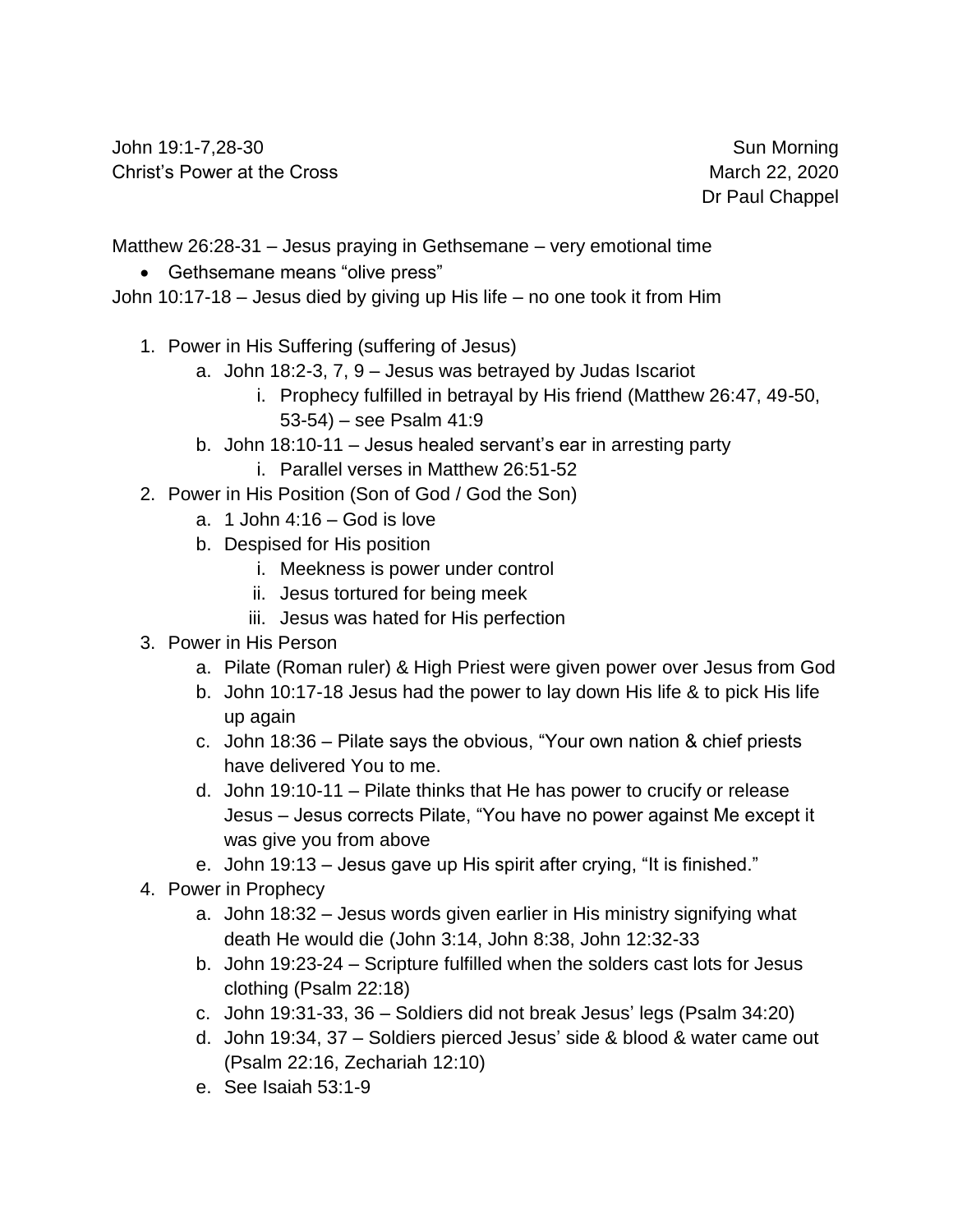John 19:1-7,28-30 — Sun Morning
Christ's Power at the Cross — March 22, 2020
Dr Paul Chappel

Matthew 26:28-31 – Jesus praying in Gethsemane – very emotional time

- Gethsemane means "olive press"

John 10:17-18 – Jesus died by giving up His life – no one took it from Him

1. Power in His Suffering (suffering of Jesus)
   a. John 18:2-3, 7, 9 – Jesus was betrayed by Judas Iscariot
      i. Prophecy fulfilled in betrayal by His friend (Matthew 26:47, 49-50, 53-54) – see Psalm 41:9
   b. John 18:10-11 – Jesus healed servant's ear in arresting party
      i. Parallel verses in Matthew 26:51-52
2. Power in His Position (Son of God / God the Son)
   a. 1 John 4:16 – God is love
   b. Despised for His position
      i. Meekness is power under control
      ii. Jesus tortured for being meek
      iii. Jesus was hated for His perfection
3. Power in His Person
   a. Pilate (Roman ruler) & High Priest were given power over Jesus from God
   b. John 10:17-18 Jesus had the power to lay down His life & to pick His life up again
   c. John 18:36 – Pilate says the obvious, "Your own nation & chief priests have delivered You to me.
   d. John 19:10-11 – Pilate thinks that He has power to crucify or release Jesus – Jesus corrects Pilate, "You have no power against Me except it was give you from above
   e. John 19:13 – Jesus gave up His spirit after crying, "It is finished."
4. Power in Prophecy
   a. John 18:32 – Jesus words given earlier in His ministry signifying what death He would die (John 3:14, John 8:38, John 12:32-33
   b. John 19:23-24 – Scripture fulfilled when the solders cast lots for Jesus clothing (Psalm 22:18)
   c. John 19:31-33, 36 – Soldiers did not break Jesus' legs (Psalm 34:20)
   d. John 19:34, 37 – Soldiers pierced Jesus' side & blood & water came out (Psalm 22:16, Zechariah 12:10)
   e. See Isaiah 53:1-9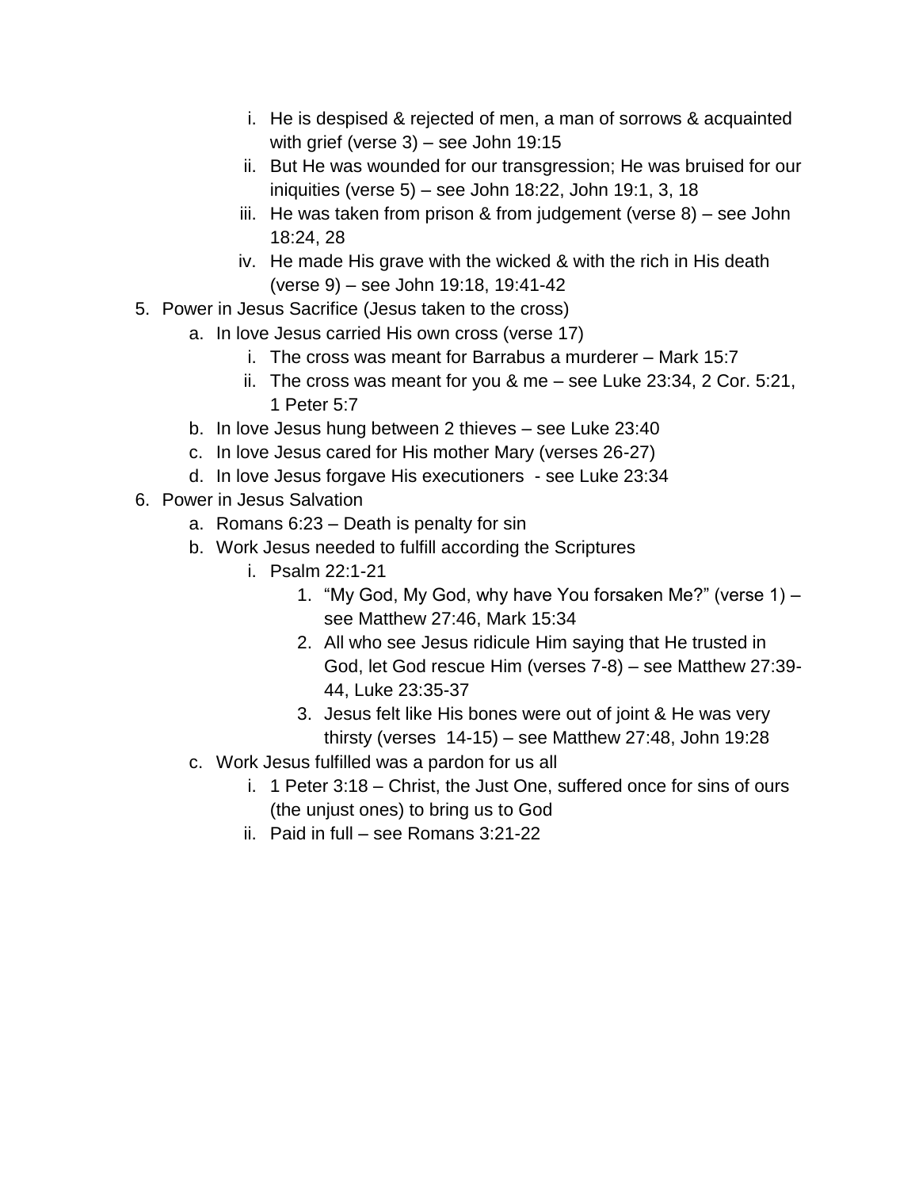i. He is despised & rejected of men, a man of sorrows & acquainted with grief (verse 3) – see John 19:15
         ii. But He was wounded for our transgression; He was bruised for our iniquities (verse 5) – see John 18:22, John 19:1, 3, 18
         iii. He was taken from prison & from judgement (verse 8) – see John 18:24, 28
         iv. He made His grave with the wicked & with the rich in His death (verse 9) – see John 19:18, 19:41-42

5. Power in Jesus Sacrifice (Jesus taken to the cross)
   a. In love Jesus carried His own cross (verse 17)
      i. The cross was meant for Barrabus a murderer – Mark 15:7
      ii. The cross was meant for you & me – see Luke 23:34, 2 Cor. 5:21, 1 Peter 5:7
   b. In love Jesus hung between 2 thieves – see Luke 23:40
   c. In love Jesus cared for His mother Mary (verses 26-27)
   d. In love Jesus forgave His executioners - see Luke 23:34
6. Power in Jesus Salvation
   a. Romans 6:23 – Death is penalty for sin
   b. Work Jesus needed to fulfill according the Scriptures
      i. Psalm 22:1-21
         1. “My God, My God, why have You forsaken Me?” (verse 1) – see Matthew 27:46, Mark 15:34
         2. All who see Jesus ridicule Him saying that He trusted in God, let God rescue Him (verses 7-8) – see Matthew 27:39-44, Luke 23:35-37
         3. Jesus felt like His bones were out of joint & He was very thirsty (verses 14-15) – see Matthew 27:48, John 19:28
   c. Work Jesus fulfilled was a pardon for us all
      i. 1 Peter 3:18 – Christ, the Just One, suffered once for sins of ours (the unjust ones) to bring us to God
      ii. Paid in full – see Romans 3:21-22